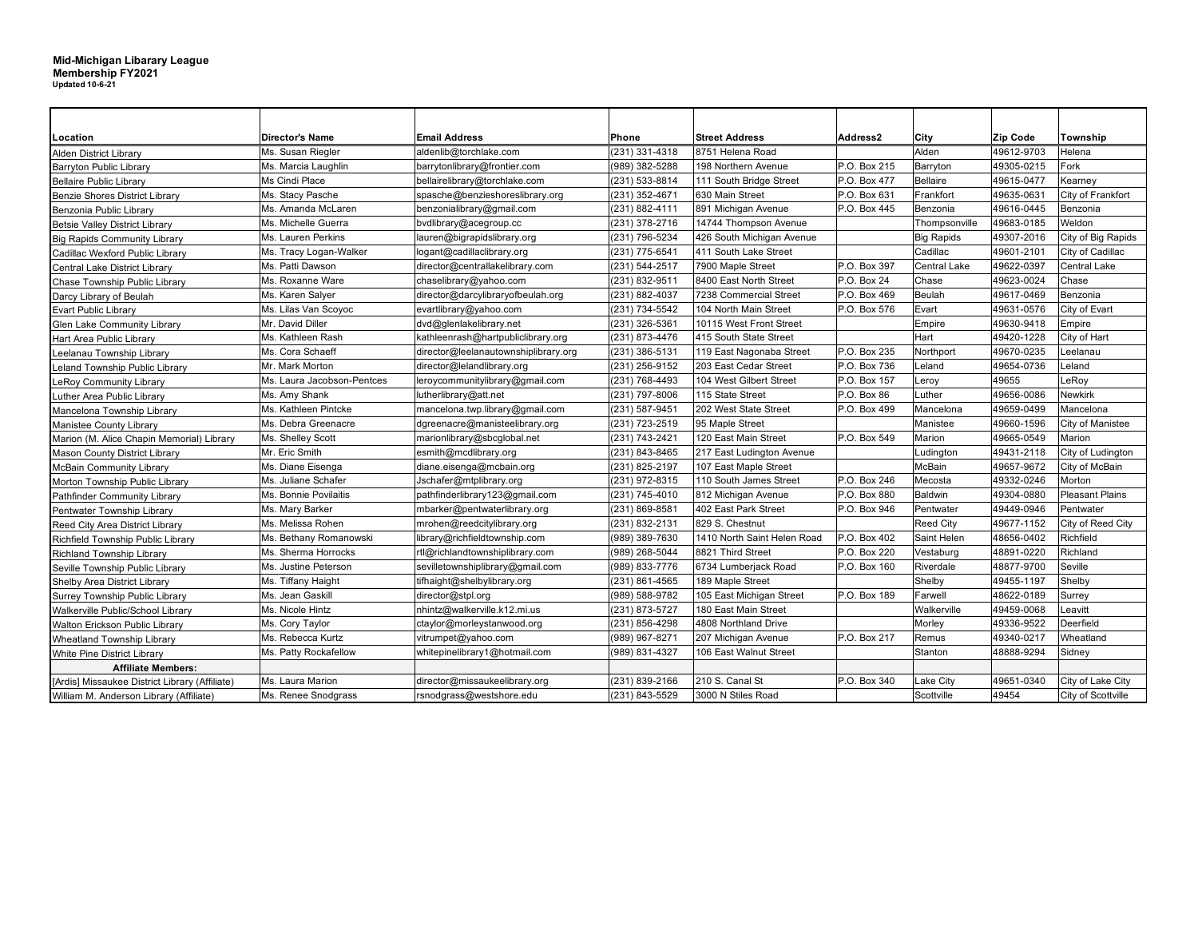**Mid-Michigan Libarary League**
**Membership FY2021**
**Updated 10-6-21**

| Location | Director's Name | Email Address | Phone | Street Address | Address2 | City | Zip Code | Township |
|---|---|---|---|---|---|---|---|---|
| Alden District Library | Ms. Susan Riegler | aldenlib@torchlake.com | (231) 331-4318 | 8751 Helena Road | | Alden | 49612-9703 | Helena |
| Barryton Public Library | Ms. Marcia Laughlin | barrytonlibrary@frontier.com | (989) 382-5288 | 198 Northern Avenue | P.O. Box 215 | Barryton | 49305-0215 | Fork |
| Bellaire Public Library | Ms Cindi Place | bellairelibrary@torchlake.com | (231) 533-8814 | 111 South Bridge Street | P.O. Box 477 | Bellaire | 49615-0477 | Kearney |
| Benzie Shores District Library | Ms. Stacy Pasche | spasche@benzieshoreslibrary.org | (231) 352-4671 | 630 Main Street | P.O. Box 631 | Frankfort | 49635-0631 | City of Frankfort |
| Benzonia Public Library | Ms. Amanda McLaren | benzonialibrary@gmail.com | (231) 882-4111 | 891 Michigan Avenue | P.O. Box 445 | Benzonia | 49616-0445 | Benzonia |
| Betsie Valley District Library | Ms. Michelle Guerra | bvdlibrary@acegroup.cc | (231) 378-2716 | 14744 Thompson Avenue | | Thompsonville | 49683-0185 | Weldon |
| Big Rapids Community Library | Ms. Lauren Perkins | lauren@bigrapidslibrary.org | (231) 796-5234 | 426 South Michigan Avenue | | Big Rapids | 49307-2016 | City of Big Rapids |
| Cadillac Wexford Public Library | Ms. Tracy Logan-Walker | logant@cadillaclibrary.org | (231) 775-6541 | 411 South Lake Street | | Cadillac | 49601-2101 | City of Cadillac |
| Central Lake District Library | Ms. Patti Dawson | director@centrallakelibrary.com | (231) 544-2517 | 7900 Maple Street | P.O. Box 397 | Central Lake | 49622-0397 | Central Lake |
| Chase Township Public Library | Ms. Roxanne Ware | chaselibrary@yahoo.com | (231) 832-9511 | 8400 East North Street | P.O. Box 24 | Chase | 49623-0024 | Chase |
| Darcy Library of Beulah | Ms. Karen Salyer | director@darcylibraryofbeulah.org | (231) 882-4037 | 7238 Commercial Street | P.O. Box 469 | Beulah | 49617-0469 | Benzonia |
| Evart Public Library | Ms. Lilas Van Scoyoc | evartlibrary@yahoo.com | (231) 734-5542 | 104 North Main Street | P.O. Box 576 | Evart | 49631-0576 | City of Evart |
| Glen Lake Community Library | Mr. David Diller | dvd@glenlakelibrary.net | (231) 326-5361 | 10115 West Front Street | | Empire | 49630-9418 | Empire |
| Hart Area Public Library | Ms. Kathleen Rash | kathleenrash@hartpubliclibrary.org | (231) 873-4476 | 415 South State Street | | Hart | 49420-1228 | City of Hart |
| Leelanau Township Library | Ms. Cora Schaeff | director@leelanautownshiplibrary.org | (231) 386-5131 | 119 East Nagonaba Street | P.O. Box 235 | Northport | 49670-0235 | Leelanau |
| Leland Township Public Library | Mr. Mark Morton | director@lelandlibrary.org | (231) 256-9152 | 203 East Cedar Street | P.O. Box 736 | Leland | 49654-0736 | Leland |
| LeRoy Community Library | Ms. Laura Jacobson-Pentces | leroycommunitylibrary@gmail.com | (231) 768-4493 | 104 West Gilbert Street | P.O. Box 157 | Leroy | 49655 | LeRoy |
| Luther Area Public Library | Ms. Amy Shank | lutherlibrary@att.net | (231) 797-8006 | 115 State Street | P.O. Box 86 | Luther | 49656-0086 | Newkirk |
| Mancelona Township Library | Ms. Kathleen Pintcke | mancelona.twp.library@gmail.com | (231) 587-9451 | 202 West State Street | P.O. Box 499 | Mancelona | 49659-0499 | Mancelona |
| Manistee County Library | Ms. Debra Greenacre | dgreenacre@manisteelibrary.org | (231) 723-2519 | 95 Maple Street | | Manistee | 49660-1596 | City of Manistee |
| Marion (M. Alice Chapin Memorial) Library | Ms. Shelley Scott | marionlibrary@sbcglobal.net | (231) 743-2421 | 120 East Main Street | P.O. Box 549 | Marion | 49665-0549 | Marion |
| Mason County District Library | Mr. Eric Smith | esmith@mcdlibrary.org | (231) 843-8465 | 217 East Ludington Avenue | | Ludington | 49431-2118 | City of Ludington |
| McBain Community Library | Ms. Diane Eisenga | diane.eisenga@mcbain.org | (231) 825-2197 | 107 East Maple Street | | McBain | 49657-9672 | City of McBain |
| Morton Township Public Library | Ms. Juliane Schafer | Jschafer@mtplibrary.org | (231) 972-8315 | 110 South James Street | P.O. Box 246 | Mecosta | 49332-0246 | Morton |
| Pathfinder Community Library | Ms. Bonnie Povilaitis | pathfinderlibrary123@gmail.com | (231) 745-4010 | 812 Michigan Avenue | P.O. Box 880 | Baldwin | 49304-0880 | Pleasant Plains |
| Pentwater Township Library | Ms. Mary Barker | mbarker@pentwaterlibrary.org | (231) 869-8581 | 402 East Park Street | P.O. Box 946 | Pentwater | 49449-0946 | Pentwater |
| Reed City Area District Library | Ms. Melissa Rohen | mrohen@reedcitylibrary.org | (231) 832-2131 | 829 S. Chestnut | | Reed City | 49677-1152 | City of Reed City |
| Richfield Township Public Library | Ms. Bethany Romanowski | library@richfieldtownship.com | (989) 389-7630 | 1410 North Saint Helen Road | P.O. Box 402 | Saint Helen | 48656-0402 | Richfield |
| Richland Township Library | Ms. Sherma Horrocks | rtl@richlandtownshiplibrary.com | (989) 268-5044 | 8821 Third Street | P.O. Box 220 | Vestaburg | 48891-0220 | Richland |
| Seville Township Public Library | Ms. Justine Peterson | sevilletownshiplibrary@gmail.com | (989) 833-7776 | 6734 Lumberjack Road | P.O. Box 160 | Riverdale | 48877-9700 | Seville |
| Shelby Area District Library | Ms. Tiffany Haight | tifhaight@shelbylibrary.org | (231) 861-4565 | 189 Maple Street | | Shelby | 49455-1197 | Shelby |
| Surrey Township Public Library | Ms. Jean Gaskill | director@stpl.org | (989) 588-9782 | 105 East Michigan Street | P.O. Box 189 | Farwell | 48622-0189 | Surrey |
| Walkerville Public/School Library | Ms. Nicole Hintz | nhintz@walkerville.k12.mi.us | (231) 873-5727 | 180 East Main Street | | Walkerville | 49459-0068 | Leavitt |
| Walton Erickson Public Library | Ms. Cory Taylor | ctaylor@morleystanwood.org | (231) 856-4298 | 4808 Northland Drive | | Morley | 49336-9522 | Deerfield |
| Wheatland Township Library | Ms. Rebecca Kurtz | vitrumpet@yahoo.com | (989) 967-8271 | 207 Michigan Avenue | P.O. Box 217 | Remus | 49340-0217 | Wheatland |
| White Pine District Library | Ms. Patty Rockafellow | whitepinelibrary1@hotmail.com | (989) 831-4327 | 106 East Walnut Street | | Stanton | 48888-9294 | Sidney |
| **Affiliate Members:** | | | | | | | | |
| [Ardis] Missaukee District Library (Affiliate) | Ms. Laura Marion | director@missaukeelibrary.org | (231) 839-2166 | 210 S. Canal St | P.O. Box 340 | Lake City | 49651-0340 | City of Lake City |
| William M. Anderson Library (Affiliate) | Ms. Renee Snodgrass | rsnodgrass@westshore.edu | (231) 843-5529 | 3000 N Stiles Road | | Scottville | 49454 | City of Scottville |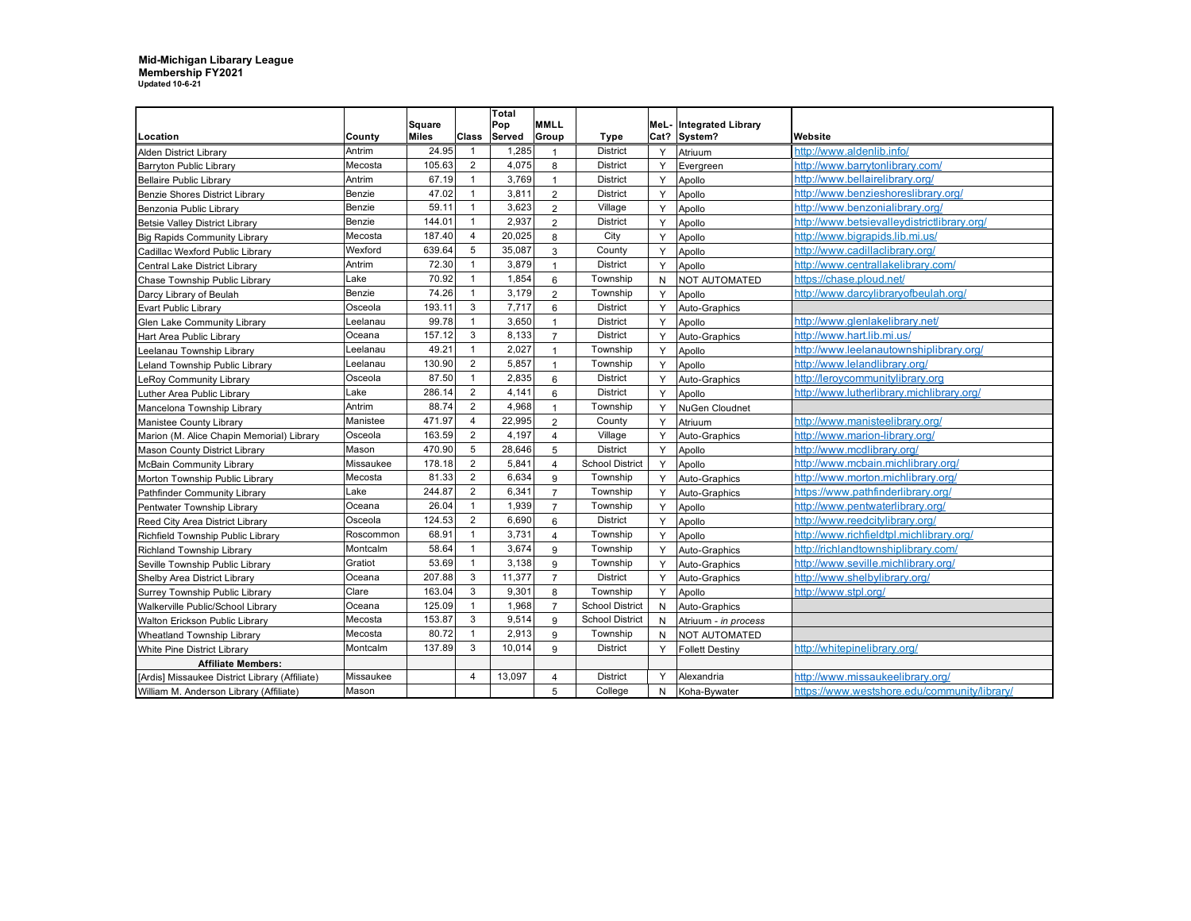**Mid-Michigan Libarary League**
**Membership FY2021**
**Updated 10-6-21**

| Location | County | Square Miles | Class | Total Pop Served | MMLL Group | Type | MeL-Cat? | Integrated Library System? | Website |
|---|---|---|---|---|---|---|---|---|---|
| Alden District Library | Antrim | 24.95 | 1 | 1,285 | 1 | District | Y | Atriuum | http://www.aldenlib.info/ |
| Barryton Public Library | Mecosta | 105.63 | 2 | 4,075 | 8 | District | Y | Evergreen | http://www.barrytonlibrary.com/ |
| Bellaire Public Library | Antrim | 67.19 | 1 | 3,769 | 1 | District | Y | Apollo | http://www.bellairelibrary.org/ |
| Benzie Shores District Library | Benzie | 47.02 | 1 | 3,811 | 2 | District | Y | Apollo | http://www.benzieshoreslibrary.org/ |
| Benzonia Public Library | Benzie | 59.11 | 1 | 3,623 | 2 | Village | Y | Apollo | http://www.benzonialibrary.org/ |
| Betsie Valley District Library | Benzie | 144.01 | 1 | 2,937 | 2 | District | Y | Apollo | http://www.betsievalleydistrictlibrary.org/ |
| Big Rapids Community Library | Mecosta | 187.40 | 4 | 20,025 | 8 | City | Y | Apollo | http://www.bigrapids.lib.mi.us/ |
| Cadillac Wexford Public Library | Wexford | 639.64 | 5 | 35,087 | 3 | County | Y | Apollo | http://www.cadillaclibrary.org/ |
| Central Lake District Library | Antrim | 72.30 | 1 | 3,879 | 1 | District | Y | Apollo | http://www.centrallakelibrary.com/ |
| Chase Township Public Library | Lake | 70.92 | 1 | 1,854 | 6 | Township | N | NOT AUTOMATED | https://chase.ploud.net/ |
| Darcy Library of Beulah | Benzie | 74.26 | 1 | 3,179 | 2 | Township | Y | Apollo | http://www.darcylibraryofbeulah.org/ |
| Evart Public Library | Osceola | 193.11 | 3 | 7,717 | 6 | District | Y | Auto-Graphics | |
| Glen Lake Community Library | Leelanau | 99.78 | 1 | 3,650 | 1 | District | Y | Apollo | http://www.glenlakelibrary.net/ |
| Hart Area Public Library | Oceana | 157.12 | 3 | 8,133 | 7 | District | Y | Auto-Graphics | http://www.hart.lib.mi.us/ |
| Leelanau Township Library | Leelanau | 49.21 | 1 | 2,027 | 1 | Township | Y | Apollo | http://www.leelanautownshiplibrary.org/ |
| Leland Township Public Library | Leelanau | 130.90 | 2 | 5,857 | 1 | Township | Y | Apollo | http://www.lelandlibrary.org/ |
| LeRoy Community Library | Osceola | 87.50 | 1 | 2,835 | 6 | District | Y | Auto-Graphics | http://leroycommunitylibrary.org |
| Luther Area Public Library | Lake | 286.14 | 2 | 4,141 | 6 | District | Y | Apollo | http://www.lutherlibrary.michlibrary.org/ |
| Mancelona Township Library | Antrim | 88.74 | 2 | 4,968 | 1 | Township | Y | NuGen Cloudnet | |
| Manistee County Library | Manistee | 471.97 | 4 | 22,995 | 2 | County | Y | Atriuum | http://www.manisteelibrary.org/ |
| Marion (M. Alice Chapin Memorial) Library | Osceola | 163.59 | 2 | 4,197 | 4 | Village | Y | Auto-Graphics | http://www.marion-library.org/ |
| Mason County District Library | Mason | 470.90 | 5 | 28,646 | 5 | District | Y | Apollo | http://www.mcdlibrary.org/ |
| McBain Community Library | Missaukee | 178.18 | 2 | 5,841 | 4 | School District | Y | Apollo | http://www.mcbain.michlibrary.org/ |
| Morton Township Public Library | Mecosta | 81.33 | 2 | 6,634 | 9 | Township | Y | Auto-Graphics | http://www.morton.michlibrary.org/ |
| Pathfinder Community Library | Lake | 244.87 | 2 | 6,341 | 7 | Township | Y | Auto-Graphics | https://www.pathfinderlibrary.org/ |
| Pentwater Township Library | Oceana | 26.04 | 1 | 1,939 | 7 | Township | Y | Apollo | http://www.pentwaterlibrary.org/ |
| Reed City Area District Library | Osceola | 124.53 | 2 | 6,690 | 6 | District | Y | Apollo | http://www.reedcitylibrary.org/ |
| Richfield Township Public Library | Roscommon | 68.91 | 1 | 3,731 | 4 | Township | Y | Apollo | http://www.richfieldtpl.michlibrary.org/ |
| Richland Township Library | Montcalm | 58.64 | 1 | 3,674 | 9 | Township | Y | Auto-Graphics | http://richlandtownshiplibrary.com/ |
| Seville Township Public Library | Gratiot | 53.69 | 1 | 3,138 | 9 | Township | Y | Auto-Graphics | http://www.seville.michlibrary.org/ |
| Shelby Area District Library | Oceana | 207.88 | 3 | 11,377 | 7 | District | Y | Auto-Graphics | http://www.shelbylibrary.org/ |
| Surrey Township Public Library | Clare | 163.04 | 3 | 9,301 | 8 | Township | Y | Apollo | http://www.stpl.org/ |
| Walkerville Public/School Library | Oceana | 125.09 | 1 | 1,968 | 7 | School District | N | Auto-Graphics | |
| Walton Erickson Public Library | Mecosta | 153.87 | 3 | 9,514 | 9 | School District | N | Atriuum - *in process* | |
| Wheatland Township Library | Mecosta | 80.72 | 1 | 2,913 | 9 | Township | N | NOT AUTOMATED | |
| White Pine District Library | Montcalm | 137.89 | 3 | 10,014 | 9 | District | Y | Follett Destiny | http://whitepinelibrary.org/ |
| **Affiliate Members:** | | | | | | | | | |
| [Ardis] Missaukee District Library (Affiliate) | Missaukee | | 4 | 13,097 | 4 | District | Y | Alexandria | http://www.missaukeelibrary.org/ |
| William M. Anderson Library (Affiliate) | Mason | | | | 5 | College | N | Koha-Bywater | https://www.westshore.edu/community/library/ |